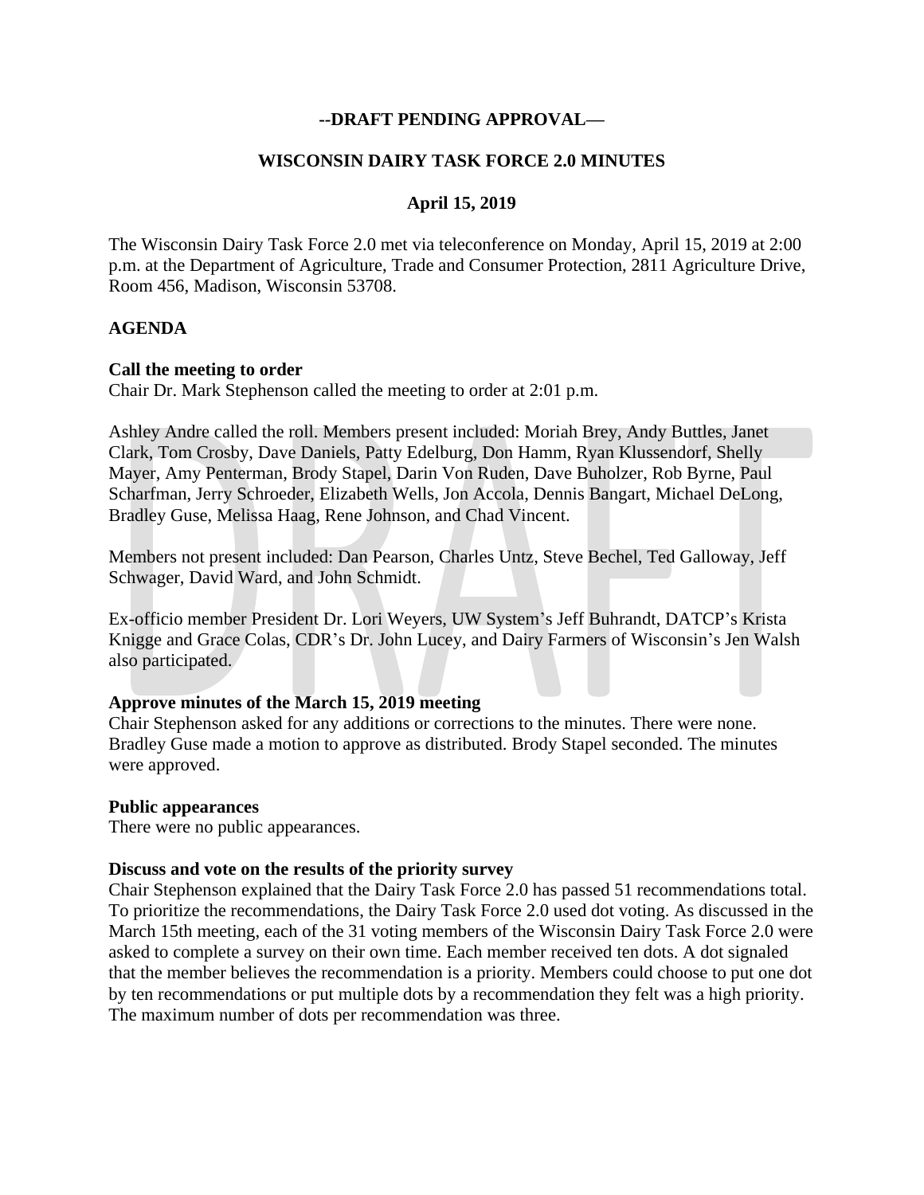**--DRAFT PENDING APPROVAL—**

**WISCONSIN DAIRY TASK FORCE 2.0 MINUTES**

**April 15, 2019**

The Wisconsin Dairy Task Force 2.0 met via teleconference on Monday, April 15, 2019 at 2:00 p.m. at the Department of Agriculture, Trade and Consumer Protection, 2811 Agriculture Drive, Room 456, Madison, Wisconsin 53708.

**AGENDA**

**Call the meeting to order**
Chair Dr. Mark Stephenson called the meeting to order at 2:01 p.m.

Ashley Andre called the roll. Members present included: Moriah Brey, Andy Buttles, Janet Clark, Tom Crosby, Dave Daniels, Patty Edelburg, Don Hamm, Ryan Klussendorf, Shelly Mayer, Amy Penterman, Brody Stapel, Darin Von Ruden, Dave Buholzer, Rob Byrne, Paul Scharfman, Jerry Schroeder, Elizabeth Wells, Jon Accola, Dennis Bangart, Michael DeLong, Bradley Guse, Melissa Haag, Rene Johnson, and Chad Vincent.

Members not present included: Dan Pearson, Charles Untz, Steve Bechel, Ted Galloway, Jeff Schwager, David Ward, and John Schmidt.

Ex-officio member President Dr. Lori Weyers, UW System's Jeff Buhrandt, DATCP's Krista Knigge and Grace Colas, CDR's Dr. John Lucey, and Dairy Farmers of Wisconsin's Jen Walsh also participated.

**Approve minutes of the March 15, 2019 meeting**
Chair Stephenson asked for any additions or corrections to the minutes. There were none. Bradley Guse made a motion to approve as distributed. Brody Stapel seconded. The minutes were approved.

**Public appearances**
There were no public appearances.

**Discuss and vote on the results of the priority survey**
Chair Stephenson explained that the Dairy Task Force 2.0 has passed 51 recommendations total. To prioritize the recommendations, the Dairy Task Force 2.0 used dot voting. As discussed in the March 15th meeting, each of the 31 voting members of the Wisconsin Dairy Task Force 2.0 were asked to complete a survey on their own time. Each member received ten dots. A dot signaled that the member believes the recommendation is a priority. Members could choose to put one dot by ten recommendations or put multiple dots by a recommendation they felt was a high priority. The maximum number of dots per recommendation was three.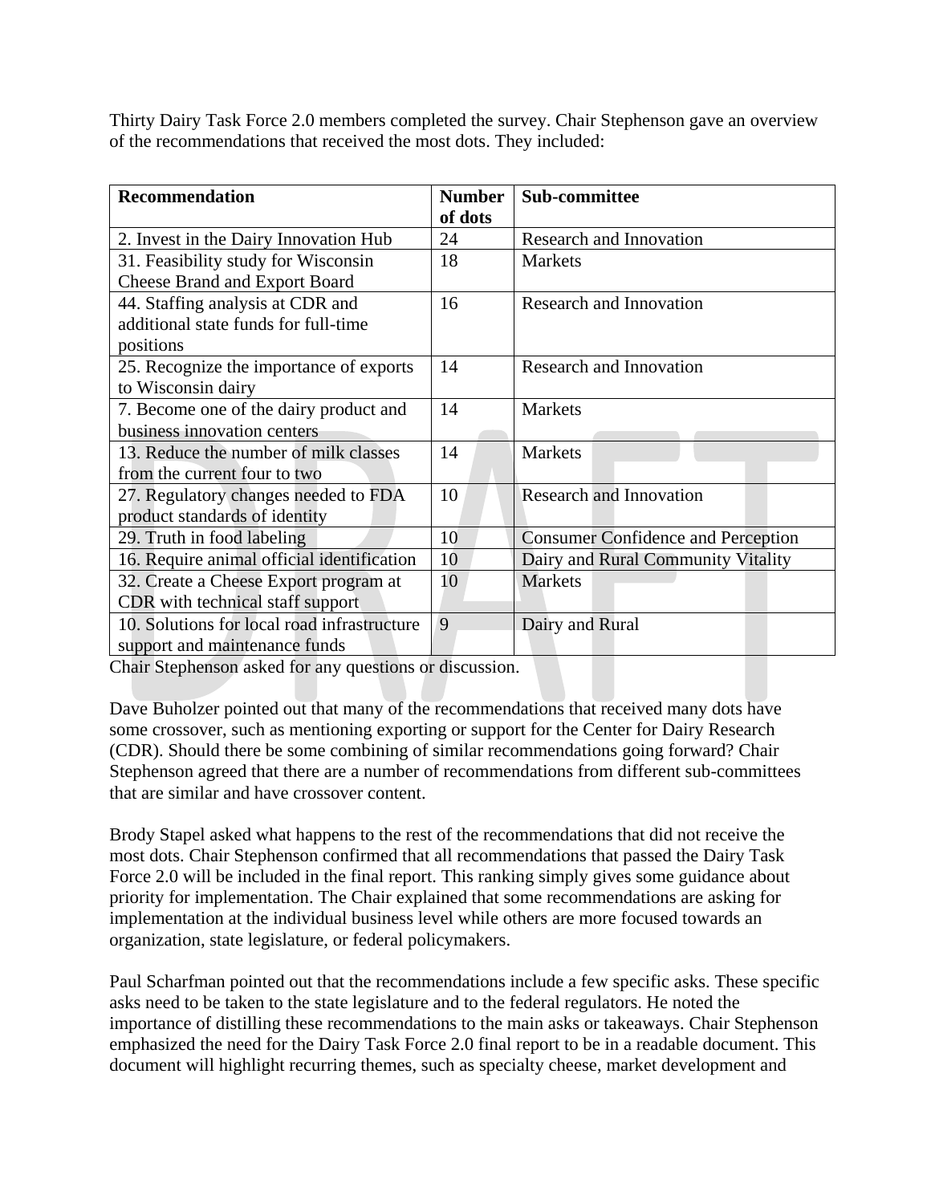Thirty Dairy Task Force 2.0 members completed the survey. Chair Stephenson gave an overview of the recommendations that received the most dots. They included:

| Recommendation | Number of dots | Sub-committee |
|---|---|---|
| 2. Invest in the Dairy Innovation Hub | 24 | Research and Innovation |
| 31. Feasibility study for Wisconsin Cheese Brand and Export Board | 18 | Markets |
| 44. Staffing analysis at CDR and additional state funds for full-time positions | 16 | Research and Innovation |
| 25. Recognize the importance of exports to Wisconsin dairy | 14 | Research and Innovation |
| 7. Become one of the dairy product and business innovation centers | 14 | Markets |
| 13. Reduce the number of milk classes from the current four to two | 14 | Markets |
| 27. Regulatory changes needed to FDA product standards of identity | 10 | Research and Innovation |
| 29. Truth in food labeling | 10 | Consumer Confidence and Perception |
| 16. Require animal official identification | 10 | Dairy and Rural Community Vitality |
| 32. Create a Cheese Export program at CDR with technical staff support | 10 | Markets |
| 10. Solutions for local road infrastructure support and maintenance funds | 9 | Dairy and Rural |

Chair Stephenson asked for any questions or discussion.

Dave Buholzer pointed out that many of the recommendations that received many dots have some crossover, such as mentioning exporting or support for the Center for Dairy Research (CDR). Should there be some combining of similar recommendations going forward? Chair Stephenson agreed that there are a number of recommendations from different sub-committees that are similar and have crossover content.

Brody Stapel asked what happens to the rest of the recommendations that did not receive the most dots. Chair Stephenson confirmed that all recommendations that passed the Dairy Task Force 2.0 will be included in the final report. This ranking simply gives some guidance about priority for implementation. The Chair explained that some recommendations are asking for implementation at the individual business level while others are more focused towards an organization, state legislature, or federal policymakers.

Paul Scharfman pointed out that the recommendations include a few specific asks. These specific asks need to be taken to the state legislature and to the federal regulators. He noted the importance of distilling these recommendations to the main asks or takeaways. Chair Stephenson emphasized the need for the Dairy Task Force 2.0 final report to be in a readable document. This document will highlight recurring themes, such as specialty cheese, market development and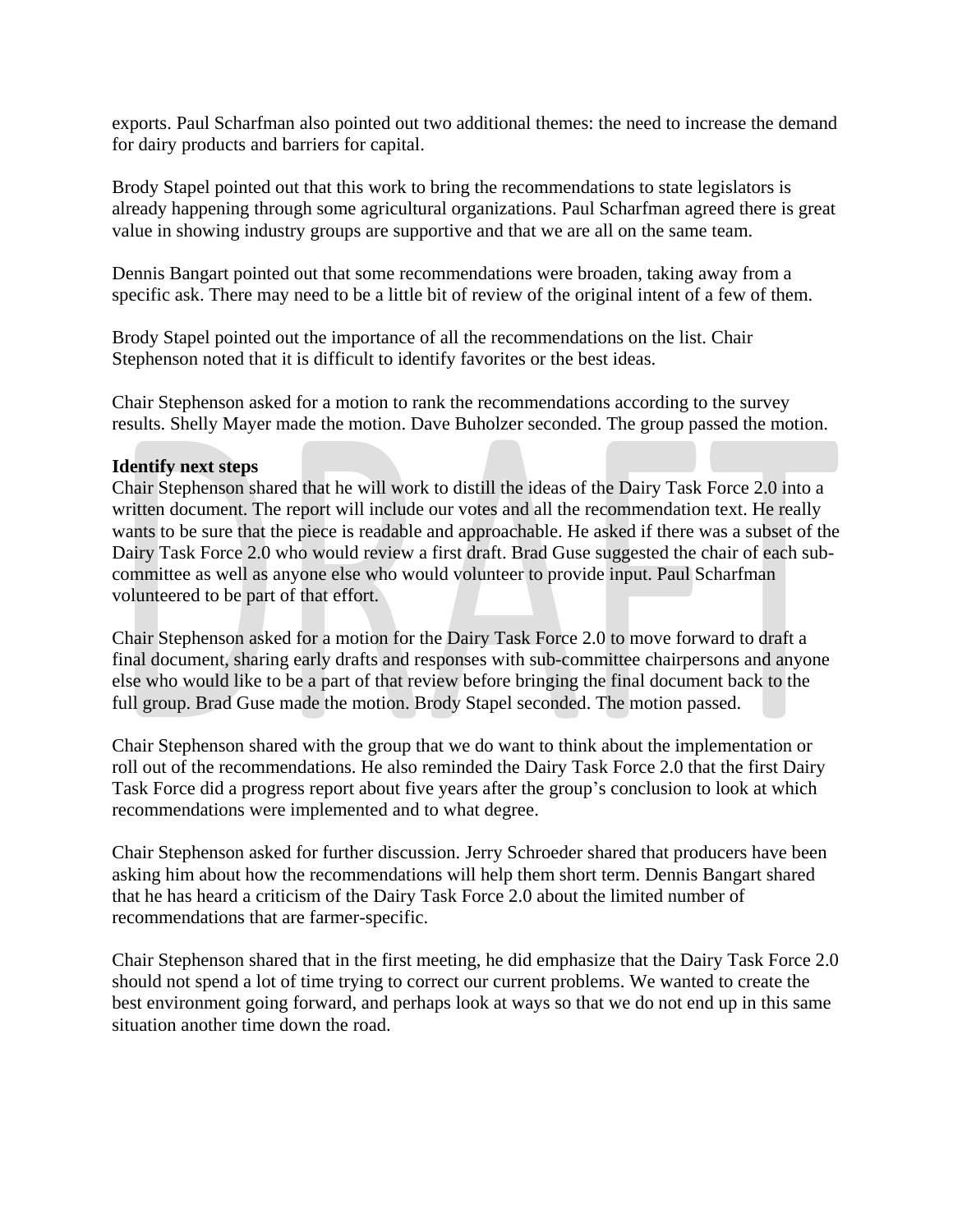exports. Paul Scharfman also pointed out two additional themes: the need to increase the demand for dairy products and barriers for capital.

Brody Stapel pointed out that this work to bring the recommendations to state legislators is already happening through some agricultural organizations. Paul Scharfman agreed there is great value in showing industry groups are supportive and that we are all on the same team.

Dennis Bangart pointed out that some recommendations were broaden, taking away from a specific ask. There may need to be a little bit of review of the original intent of a few of them.

Brody Stapel pointed out the importance of all the recommendations on the list. Chair Stephenson noted that it is difficult to identify favorites or the best ideas.

Chair Stephenson asked for a motion to rank the recommendations according to the survey results. Shelly Mayer made the motion. Dave Buholzer seconded. The group passed the motion.

**Identify next steps**

Chair Stephenson shared that he will work to distill the ideas of the Dairy Task Force 2.0 into a written document. The report will include our votes and all the recommendation text. He really wants to be sure that the piece is readable and approachable. He asked if there was a subset of the Dairy Task Force 2.0 who would review a first draft. Brad Guse suggested the chair of each sub-committee as well as anyone else who would volunteer to provide input. Paul Scharfman volunteered to be part of that effort.

Chair Stephenson asked for a motion for the Dairy Task Force 2.0 to move forward to draft a final document, sharing early drafts and responses with sub-committee chairpersons and anyone else who would like to be a part of that review before bringing the final document back to the full group. Brad Guse made the motion. Brody Stapel seconded. The motion passed.

Chair Stephenson shared with the group that we do want to think about the implementation or roll out of the recommendations. He also reminded the Dairy Task Force 2.0 that the first Dairy Task Force did a progress report about five years after the group's conclusion to look at which recommendations were implemented and to what degree.

Chair Stephenson asked for further discussion. Jerry Schroeder shared that producers have been asking him about how the recommendations will help them short term. Dennis Bangart shared that he has heard a criticism of the Dairy Task Force 2.0 about the limited number of recommendations that are farmer-specific.

Chair Stephenson shared that in the first meeting, he did emphasize that the Dairy Task Force 2.0 should not spend a lot of time trying to correct our current problems. We wanted to create the best environment going forward, and perhaps look at ways so that we do not end up in this same situation another time down the road.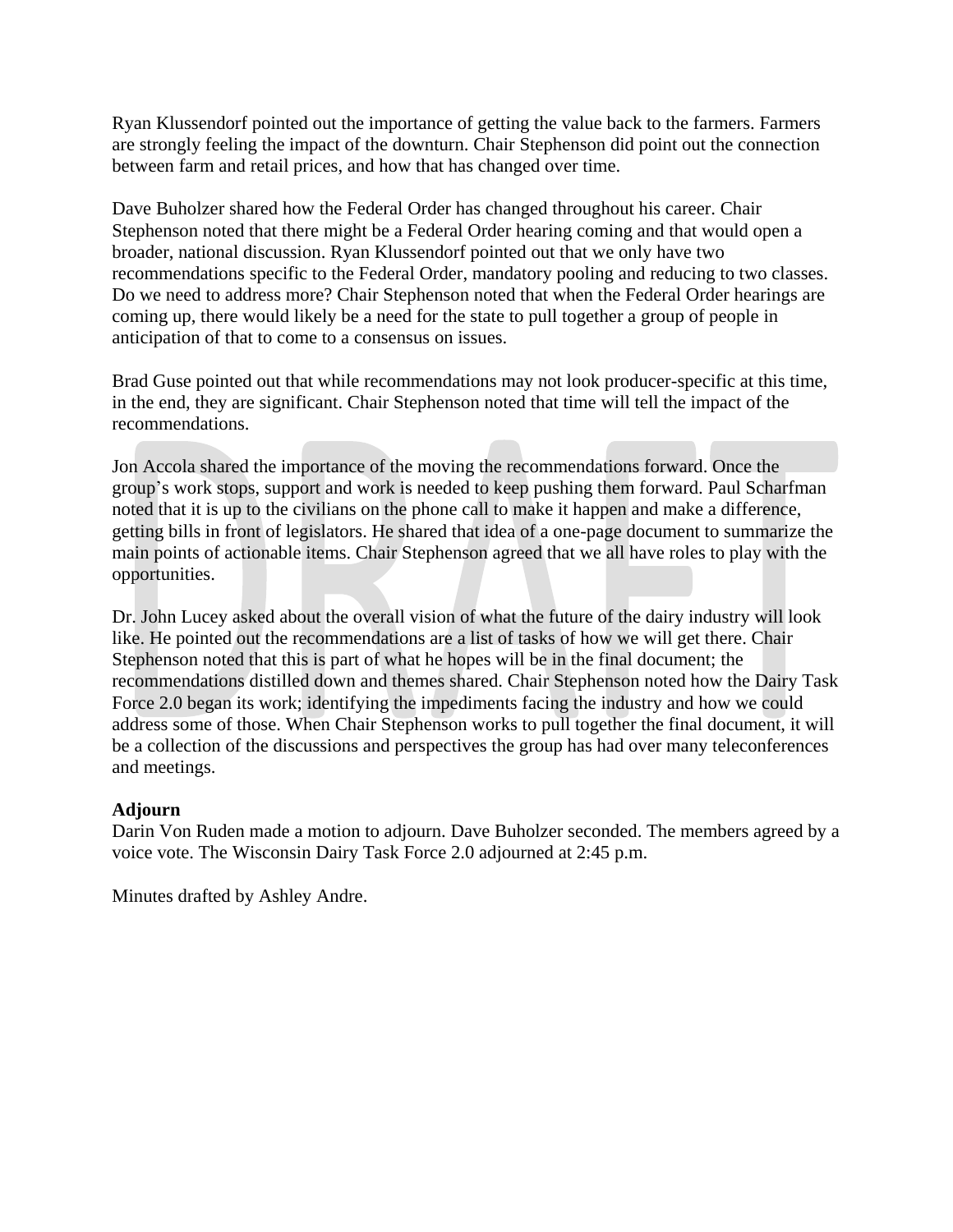Ryan Klussendorf pointed out the importance of getting the value back to the farmers. Farmers are strongly feeling the impact of the downturn. Chair Stephenson did point out the connection between farm and retail prices, and how that has changed over time.

Dave Buholzer shared how the Federal Order has changed throughout his career. Chair Stephenson noted that there might be a Federal Order hearing coming and that would open a broader, national discussion. Ryan Klussendorf pointed out that we only have two recommendations specific to the Federal Order, mandatory pooling and reducing to two classes. Do we need to address more? Chair Stephenson noted that when the Federal Order hearings are coming up, there would likely be a need for the state to pull together a group of people in anticipation of that to come to a consensus on issues.

Brad Guse pointed out that while recommendations may not look producer-specific at this time, in the end, they are significant. Chair Stephenson noted that time will tell the impact of the recommendations.

Jon Accola shared the importance of the moving the recommendations forward. Once the group's work stops, support and work is needed to keep pushing them forward. Paul Scharfman noted that it is up to the civilians on the phone call to make it happen and make a difference, getting bills in front of legislators. He shared that idea of a one-page document to summarize the main points of actionable items. Chair Stephenson agreed that we all have roles to play with the opportunities.

Dr. John Lucey asked about the overall vision of what the future of the dairy industry will look like. He pointed out the recommendations are a list of tasks of how we will get there. Chair Stephenson noted that this is part of what he hopes will be in the final document; the recommendations distilled down and themes shared. Chair Stephenson noted how the Dairy Task Force 2.0 began its work; identifying the impediments facing the industry and how we could address some of those. When Chair Stephenson works to pull together the final document, it will be a collection of the discussions and perspectives the group has had over many teleconferences and meetings.

**Adjourn**

Darin Von Ruden made a motion to adjourn. Dave Buholzer seconded. The members agreed by a voice vote. The Wisconsin Dairy Task Force 2.0 adjourned at 2:45 p.m.

Minutes drafted by Ashley Andre.